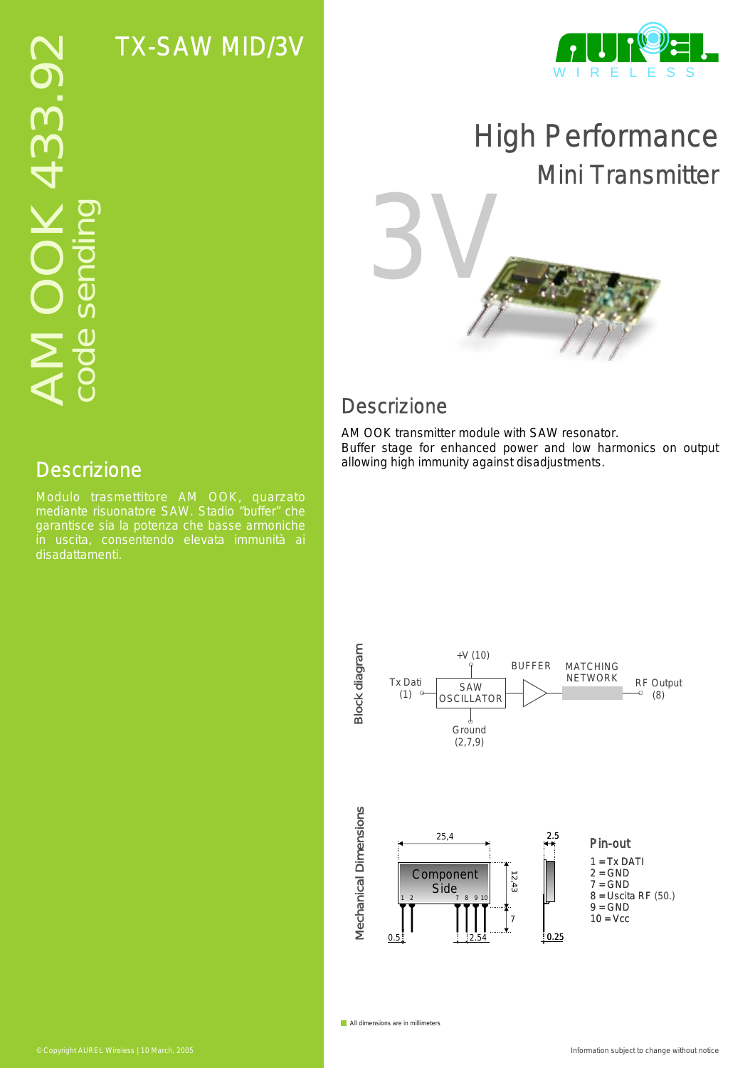# TX-SAW MID/3V

AM OOK 433.92
code sending

## High Performance
### Mini Transmitter

3V

## Descrizione

Modulo trasmettitore AM OOK, quarzato mediante risuonatore SAW. Stadio "buffer" che garantisce sia la potenza che basse armoniche in uscita, consentendo elevata immunità ai disadattamenti.

## Descrizione

AM OOK transmitter module with SAW resonator.
Buffer stage for enhanced power and low harmonics on output allowing high immunity against disadjustments.

### Block diagram

+V (10)

Tx Dati (1) → SAW OSCILLATOR → BUFFER → MATCHING NETWORK → RF Output (8)

Ground (2,7,9)

### Mechanical Dimensions

25,4 — 12,43 — 7 — 2.5 — 0.5 — 2.54 — 0.25

Component Side (pins 1 2 — 7 8 9 10)

### Pin-out

1 = Tx DATI
2 = GND
7 = GND
8 = Uscita RF (50.)
9 = GND
10 = Vcc

All dimensions are in millimeters

© Copyright AUREL Wireless | 10 March, 2005

Information subject to change without notice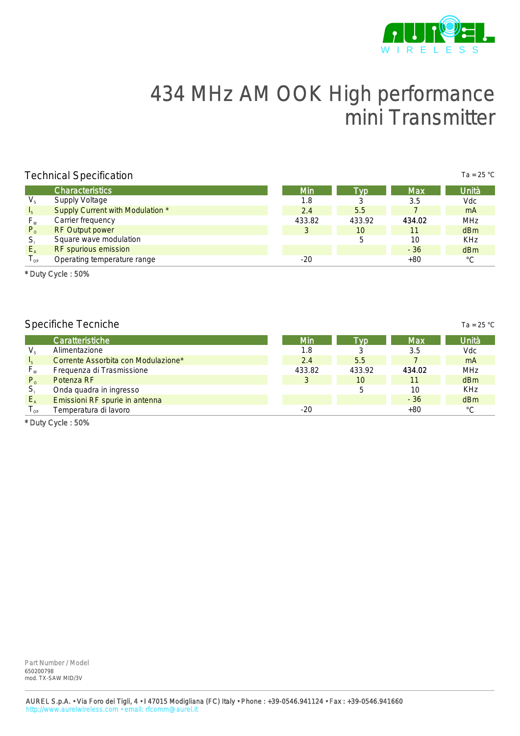# 434 MHz AM OOK High performance mini Transmitter

## Technical Specification

Ta = 25 °C

| | Characteristics | Min | Typ | Max | Unità |
|---|---|---|---|---|---|
| $V_S$ | Supply Voltage | 1.8 | 3 | 3.5 | Vdc |
| $I_S$ | Supply Current with Modulation * | 2.4 | 5.5 | 7 | mA |
| $F_W$ | Carrier frequency | 433.82 | 433.92 | 434.02 | MHz |
| $P_O$ | RF Output power | 3 | 10 | 11 | dBm |
| $S_I$ | Square wave modulation | | 5 | 10 | KHz |
| $E_A$ | RF spurious emission | | | - 36 | dBm |
| $T_{OP}$ | Operating temperature range | -20 | | +80 | °C |

* Duty Cycle : 50%

## Specifiche Tecniche

Ta = 25 °C

| | Caratteristiche | Min | Typ | Max | Unità |
|---|---|---|---|---|---|
| $V_S$ | Alimentazione | 1.8 | 3 | 3.5 | Vdc |
| $I_S$ | Corrente Assorbita con Modulazione* | 2.4 | 5.5 | 7 | mA |
| $F_W$ | Frequenza di Trasmissione | 433.82 | 433.92 | 434.02 | MHz |
| $P_O$ | Potenza RF | 3 | 10 | 11 | dBm |
| $S_I$ | Onda quadra in ingresso | | 5 | 10 | KHz |
| $E_A$ | Emissioni RF spurie in antenna | | | - 36 | dBm |
| $T_{OP}$ | Temperatura di lavoro | -20 | | +80 | °C |

* Duty Cycle : 50%

Part Number / Model
650200798
mod. TX-SAW MID/3V

AUREL S.p.A. • Via Foro dei Tigli, 4 • I 47015 Modigliana (FC) Italy • Phone : +39-0546.941124 • Fax : +39-0546.941660
http://www.aurelwireless.com • email: rfcomm@aurel.it